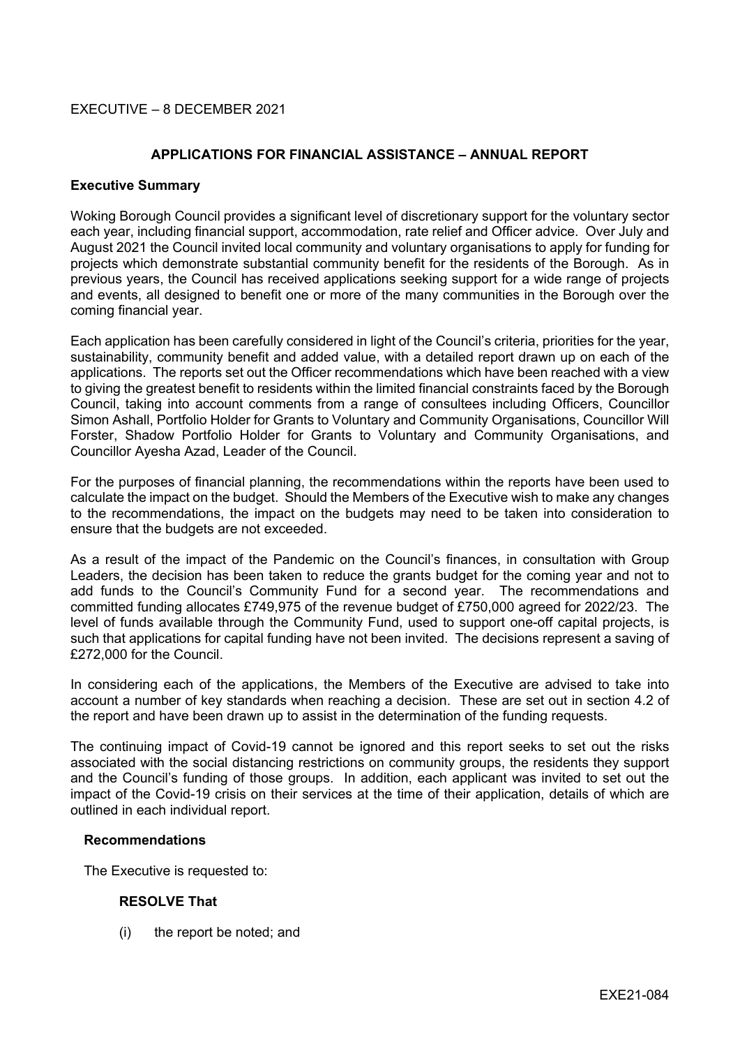EXECUTIVE – 8 DECEMBER 2021

## APPLICATIONS FOR FINANCIAL ASSISTANCE – ANNUAL REPORT

### Executive Summary

Woking Borough Council provides a significant level of discretionary support for the voluntary sector each year, including financial support, accommodation, rate relief and Officer advice. Over July and August 2021 the Council invited local community and voluntary organisations to apply for funding for projects which demonstrate substantial community benefit for the residents of the Borough. As in previous years, the Council has received applications seeking support for a wide range of projects and events, all designed to benefit one or more of the many communities in the Borough over the coming financial year.

Each application has been carefully considered in light of the Council's criteria, priorities for the year, sustainability, community benefit and added value, with a detailed report drawn up on each of the applications. The reports set out the Officer recommendations which have been reached with a view to giving the greatest benefit to residents within the limited financial constraints faced by the Borough Council, taking into account comments from a range of consultees including Officers, Councillor Simon Ashall, Portfolio Holder for Grants to Voluntary and Community Organisations, Councillor Will Forster, Shadow Portfolio Holder for Grants to Voluntary and Community Organisations, and Councillor Ayesha Azad, Leader of the Council.

For the purposes of financial planning, the recommendations within the reports have been used to calculate the impact on the budget. Should the Members of the Executive wish to make any changes to the recommendations, the impact on the budgets may need to be taken into consideration to ensure that the budgets are not exceeded.

As a result of the impact of the Pandemic on the Council's finances, in consultation with Group Leaders, the decision has been taken to reduce the grants budget for the coming year and not to add funds to the Council's Community Fund for a second year. The recommendations and committed funding allocates £749,975 of the revenue budget of £750,000 agreed for 2022/23. The level of funds available through the Community Fund, used to support one-off capital projects, is such that applications for capital funding have not been invited. The decisions represent a saving of £272,000 for the Council.

In considering each of the applications, the Members of the Executive are advised to take into account a number of key standards when reaching a decision. These are set out in section 4.2 of the report and have been drawn up to assist in the determination of the funding requests.

The continuing impact of Covid-19 cannot be ignored and this report seeks to set out the risks associated with the social distancing restrictions on community groups, the residents they support and the Council's funding of those groups. In addition, each applicant was invited to set out the impact of the Covid-19 crisis on their services at the time of their application, details of which are outlined in each individual report.

### Recommendations

The Executive is requested to:

**RESOLVE That**

(i) the report be noted; and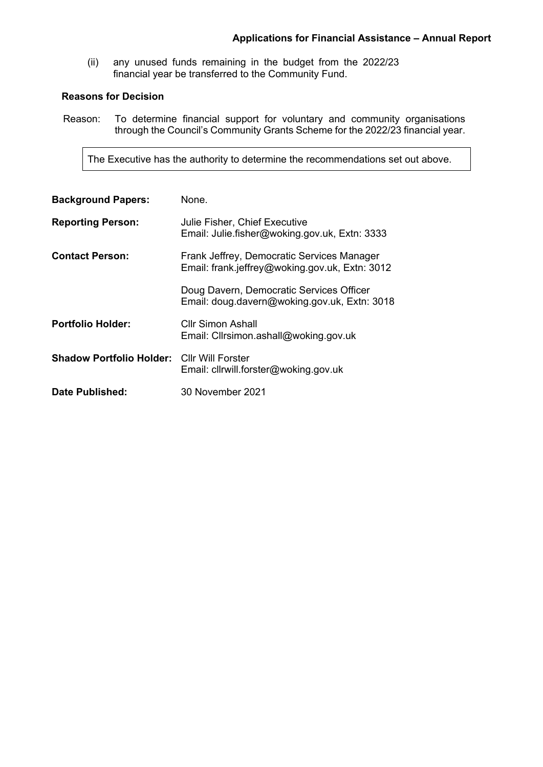(ii) any unused funds remaining in the budget from the 2022/23 financial year be transferred to the Community Fund.

**Reasons for Decision**

Reason: To determine financial support for voluntary and community organisations through the Council's Community Grants Scheme for the 2022/23 financial year.

The Executive has the authority to determine the recommendations set out above.

**Background Papers:** None.

**Reporting Person:** Julie Fisher, Chief Executive
Email: Julie.fisher@woking.gov.uk, Extn: 3333

**Contact Person:** Frank Jeffrey, Democratic Services Manager
Email: frank.jeffrey@woking.gov.uk, Extn: 3012

Doug Davern, Democratic Services Officer
Email: doug.davern@woking.gov.uk, Extn: 3018

**Portfolio Holder:** Cllr Simon Ashall
Email: Cllrsimon.ashall@woking.gov.uk

**Shadow Portfolio Holder:** Cllr Will Forster
Email: cllrwill.forster@woking.gov.uk

**Date Published:** 30 November 2021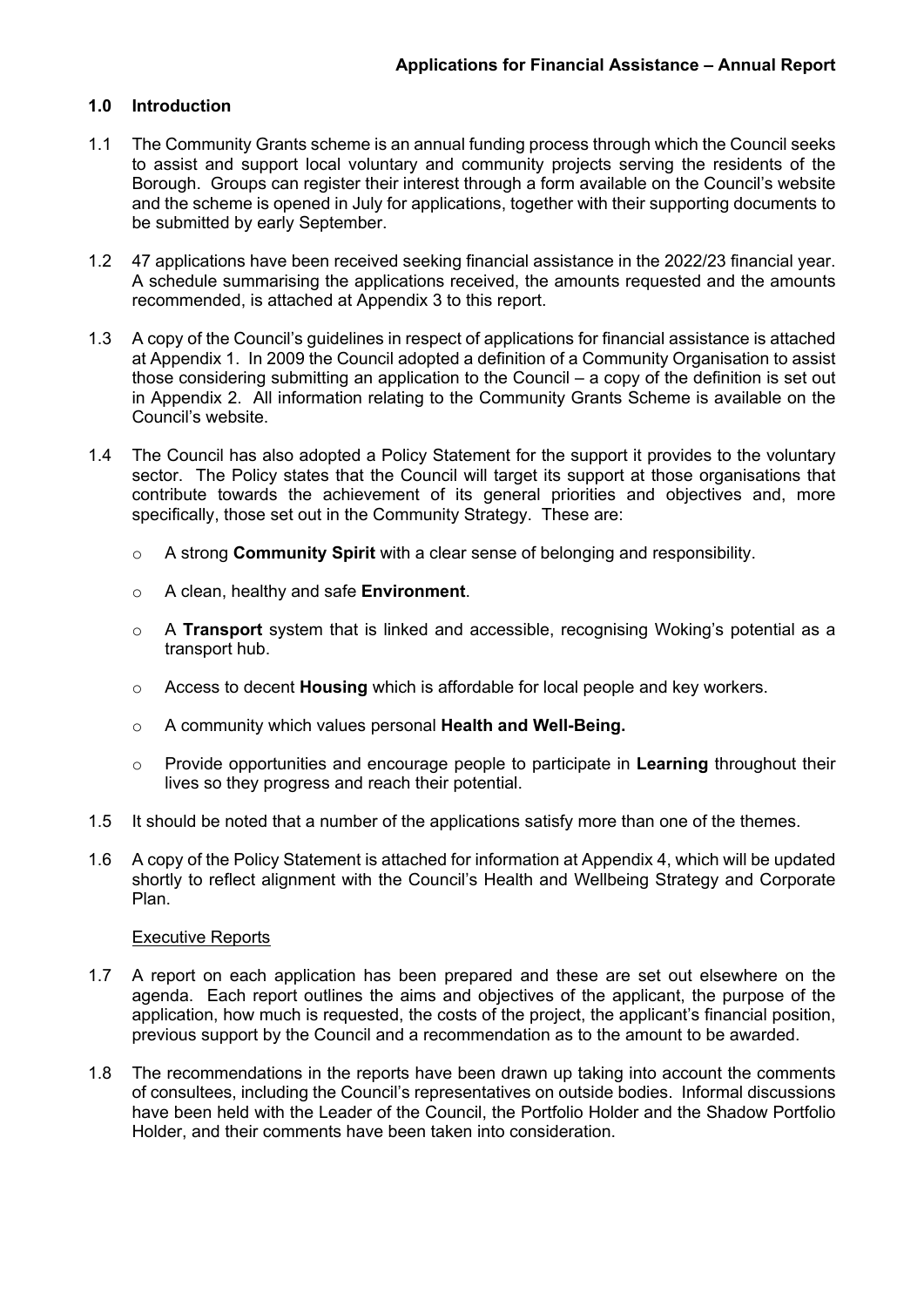**Applications for Financial Assistance – Annual Report**

## 1.0 Introduction

1.1 The Community Grants scheme is an annual funding process through which the Council seeks to assist and support local voluntary and community projects serving the residents of the Borough. Groups can register their interest through a form available on the Council's website and the scheme is opened in July for applications, together with their supporting documents to be submitted by early September.

1.2 47 applications have been received seeking financial assistance in the 2022/23 financial year. A schedule summarising the applications received, the amounts requested and the amounts recommended, is attached at Appendix 3 to this report.

1.3 A copy of the Council's guidelines in respect of applications for financial assistance is attached at Appendix 1. In 2009 the Council adopted a definition of a Community Organisation to assist those considering submitting an application to the Council – a copy of the definition is set out in Appendix 2. All information relating to the Community Grants Scheme is available on the Council's website.

1.4 The Council has also adopted a Policy Statement for the support it provides to the voluntary sector. The Policy states that the Council will target its support at those organisations that contribute towards the achievement of its general priorities and objectives and, more specifically, those set out in the Community Strategy. These are:

- A strong **Community Spirit** with a clear sense of belonging and responsibility.
- A clean, healthy and safe **Environment**.
- A **Transport** system that is linked and accessible, recognising Woking's potential as a transport hub.
- Access to decent **Housing** which is affordable for local people and key workers.
- A community which values personal **Health and Well-Being.**
- Provide opportunities and encourage people to participate in **Learning** throughout their lives so they progress and reach their potential.

1.5 It should be noted that a number of the applications satisfy more than one of the themes.

1.6 A copy of the Policy Statement is attached for information at Appendix 4, which will be updated shortly to reflect alignment with the Council's Health and Wellbeing Strategy and Corporate Plan.

Executive Reports

1.7 A report on each application has been prepared and these are set out elsewhere on the agenda. Each report outlines the aims and objectives of the applicant, the purpose of the application, how much is requested, the costs of the project, the applicant's financial position, previous support by the Council and a recommendation as to the amount to be awarded.

1.8 The recommendations in the reports have been drawn up taking into account the comments of consultees, including the Council's representatives on outside bodies. Informal discussions have been held with the Leader of the Council, the Portfolio Holder and the Shadow Portfolio Holder, and their comments have been taken into consideration.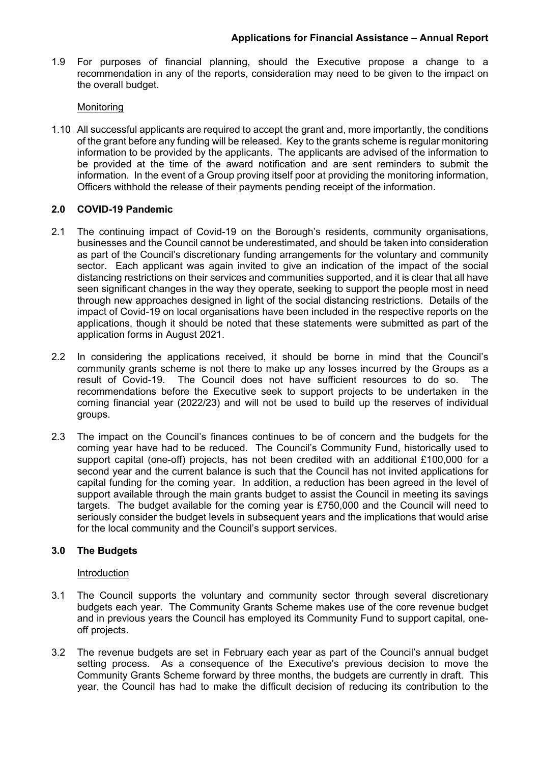1.9 For purposes of financial planning, should the Executive propose a change to a recommendation in any of the reports, consideration may need to be given to the impact on the overall budget.

Monitoring

1.10 All successful applicants are required to accept the grant and, more importantly, the conditions of the grant before any funding will be released. Key to the grants scheme is regular monitoring information to be provided by the applicants. The applicants are advised of the information to be provided at the time of the award notification and are sent reminders to submit the information. In the event of a Group proving itself poor at providing the monitoring information, Officers withhold the release of their payments pending receipt of the information.

## 2.0 COVID-19 Pandemic

2.1 The continuing impact of Covid-19 on the Borough's residents, community organisations, businesses and the Council cannot be underestimated, and should be taken into consideration as part of the Council's discretionary funding arrangements for the voluntary and community sector. Each applicant was again invited to give an indication of the impact of the social distancing restrictions on their services and communities supported, and it is clear that all have seen significant changes in the way they operate, seeking to support the people most in need through new approaches designed in light of the social distancing restrictions. Details of the impact of Covid-19 on local organisations have been included in the respective reports on the applications, though it should be noted that these statements were submitted as part of the application forms in August 2021.

2.2 In considering the applications received, it should be borne in mind that the Council's community grants scheme is not there to make up any losses incurred by the Groups as a result of Covid-19. The Council does not have sufficient resources to do so. The recommendations before the Executive seek to support projects to be undertaken in the coming financial year (2022/23) and will not be used to build up the reserves of individual groups.

2.3 The impact on the Council's finances continues to be of concern and the budgets for the coming year have had to be reduced. The Council's Community Fund, historically used to support capital (one-off) projects, has not been credited with an additional £100,000 for a second year and the current balance is such that the Council has not invited applications for capital funding for the coming year. In addition, a reduction has been agreed in the level of support available through the main grants budget to assist the Council in meeting its savings targets. The budget available for the coming year is £750,000 and the Council will need to seriously consider the budget levels in subsequent years and the implications that would arise for the local community and the Council's support services.

## 3.0 The Budgets

Introduction

3.1 The Council supports the voluntary and community sector through several discretionary budgets each year. The Community Grants Scheme makes use of the core revenue budget and in previous years the Council has employed its Community Fund to support capital, one-off projects.

3.2 The revenue budgets are set in February each year as part of the Council's annual budget setting process. As a consequence of the Executive's previous decision to move the Community Grants Scheme forward by three months, the budgets are currently in draft. This year, the Council has had to make the difficult decision of reducing its contribution to the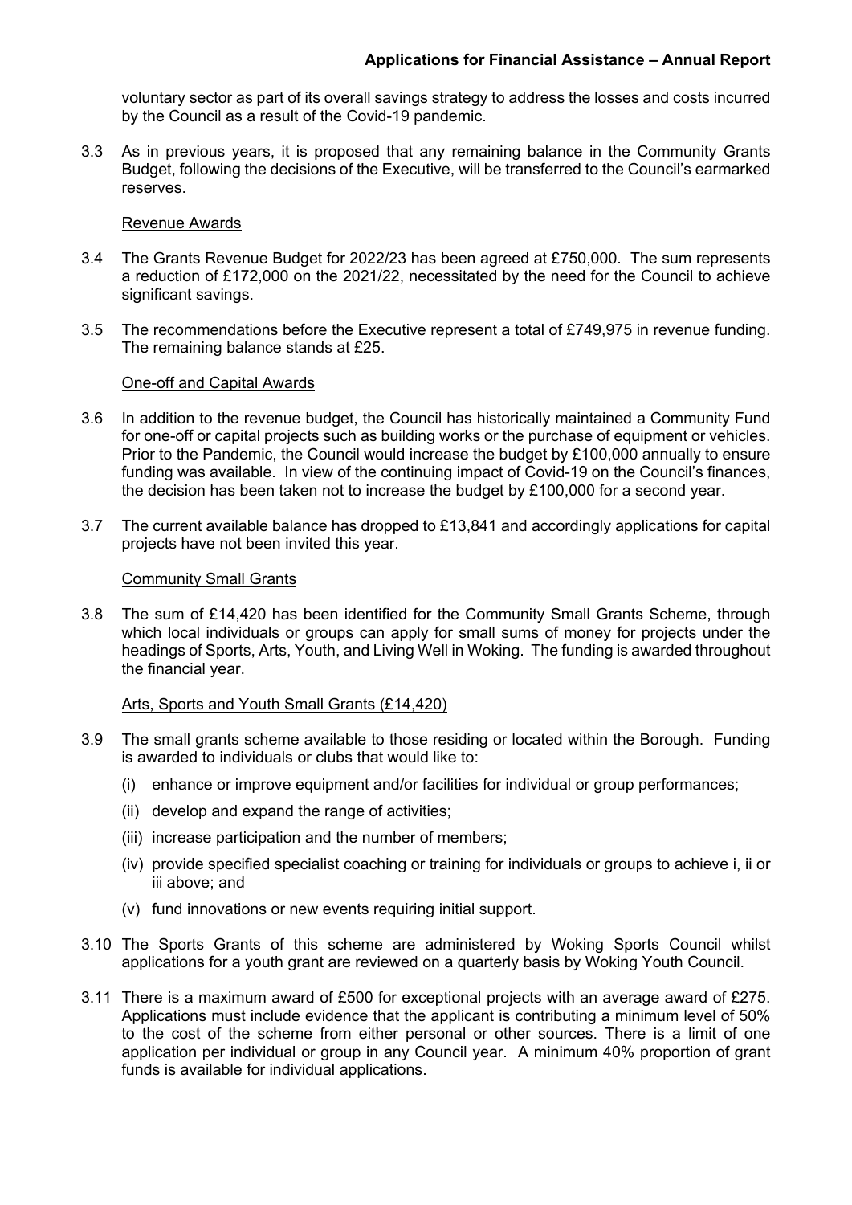voluntary sector as part of its overall savings strategy to address the losses and costs incurred by the Council as a result of the Covid-19 pandemic.

3.3 As in previous years, it is proposed that any remaining balance in the Community Grants Budget, following the decisions of the Executive, will be transferred to the Council's earmarked reserves.

Revenue Awards

3.4 The Grants Revenue Budget for 2022/23 has been agreed at £750,000. The sum represents a reduction of £172,000 on the 2021/22, necessitated by the need for the Council to achieve significant savings.

3.5 The recommendations before the Executive represent a total of £749,975 in revenue funding. The remaining balance stands at £25.

One-off and Capital Awards

3.6 In addition to the revenue budget, the Council has historically maintained a Community Fund for one-off or capital projects such as building works or the purchase of equipment or vehicles. Prior to the Pandemic, the Council would increase the budget by £100,000 annually to ensure funding was available. In view of the continuing impact of Covid-19 on the Council's finances, the decision has been taken not to increase the budget by £100,000 for a second year.

3.7 The current available balance has dropped to £13,841 and accordingly applications for capital projects have not been invited this year.

Community Small Grants

3.8 The sum of £14,420 has been identified for the Community Small Grants Scheme, through which local individuals or groups can apply for small sums of money for projects under the headings of Sports, Arts, Youth, and Living Well in Woking. The funding is awarded throughout the financial year.

Arts, Sports and Youth Small Grants (£14,420)

3.9 The small grants scheme available to those residing or located within the Borough. Funding is awarded to individuals or clubs that would like to:

(i) enhance or improve equipment and/or facilities for individual or group performances;

(ii) develop and expand the range of activities;

(iii) increase participation and the number of members;

(iv) provide specified specialist coaching or training for individuals or groups to achieve i, ii or iii above; and

(v) fund innovations or new events requiring initial support.

3.10 The Sports Grants of this scheme are administered by Woking Sports Council whilst applications for a youth grant are reviewed on a quarterly basis by Woking Youth Council.

3.11 There is a maximum award of £500 for exceptional projects with an average award of £275. Applications must include evidence that the applicant is contributing a minimum level of 50% to the cost of the scheme from either personal or other sources. There is a limit of one application per individual or group in any Council year. A minimum 40% proportion of grant funds is available for individual applications.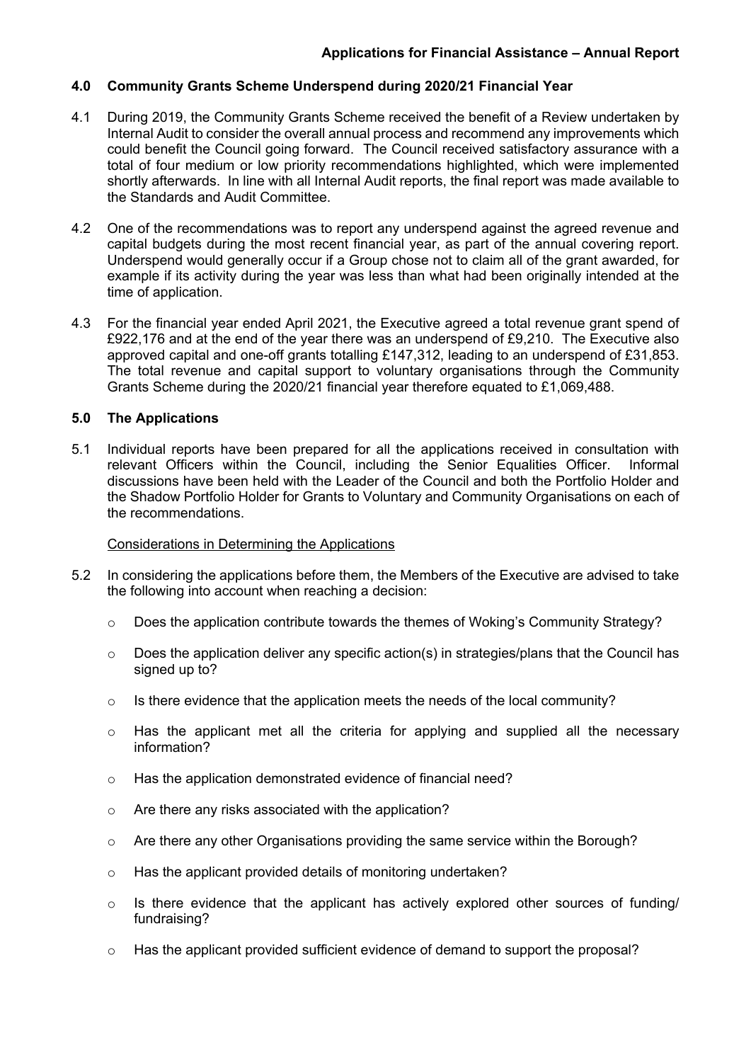## 4.0 Community Grants Scheme Underspend during 2020/21 Financial Year

4.1 During 2019, the Community Grants Scheme received the benefit of a Review undertaken by Internal Audit to consider the overall annual process and recommend any improvements which could benefit the Council going forward. The Council received satisfactory assurance with a total of four medium or low priority recommendations highlighted, which were implemented shortly afterwards. In line with all Internal Audit reports, the final report was made available to the Standards and Audit Committee.

4.2 One of the recommendations was to report any underspend against the agreed revenue and capital budgets during the most recent financial year, as part of the annual covering report. Underspend would generally occur if a Group chose not to claim all of the grant awarded, for example if its activity during the year was less than what had been originally intended at the time of application.

4.3 For the financial year ended April 2021, the Executive agreed a total revenue grant spend of £922,176 and at the end of the year there was an underspend of £9,210. The Executive also approved capital and one-off grants totalling £147,312, leading to an underspend of £31,853. The total revenue and capital support to voluntary organisations through the Community Grants Scheme during the 2020/21 financial year therefore equated to £1,069,488.

## 5.0 The Applications

5.1 Individual reports have been prepared for all the applications received in consultation with relevant Officers within the Council, including the Senior Equalities Officer. Informal discussions have been held with the Leader of the Council and both the Portfolio Holder and the Shadow Portfolio Holder for Grants to Voluntary and Community Organisations on each of the recommendations.

Considerations in Determining the Applications

5.2 In considering the applications before them, the Members of the Executive are advised to take the following into account when reaching a decision:

- Does the application contribute towards the themes of Woking's Community Strategy?
- Does the application deliver any specific action(s) in strategies/plans that the Council has signed up to?
- Is there evidence that the application meets the needs of the local community?
- Has the applicant met all the criteria for applying and supplied all the necessary information?
- Has the application demonstrated evidence of financial need?
- Are there any risks associated with the application?
- Are there any other Organisations providing the same service within the Borough?
- Has the applicant provided details of monitoring undertaken?
- Is there evidence that the applicant has actively explored other sources of funding/ fundraising?
- Has the applicant provided sufficient evidence of demand to support the proposal?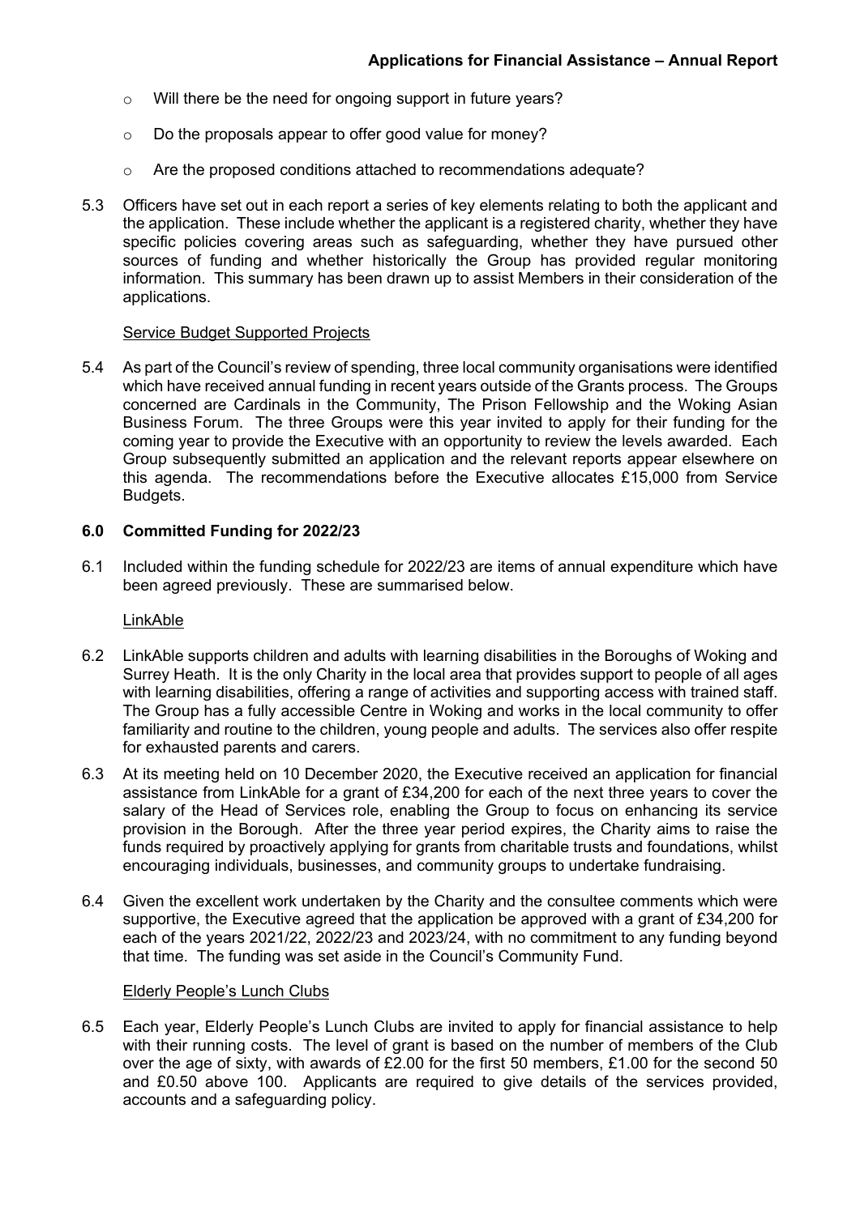- Will there be the need for ongoing support in future years?
- Do the proposals appear to offer good value for money?
- Are the proposed conditions attached to recommendations adequate?

5.3 Officers have set out in each report a series of key elements relating to both the applicant and the application. These include whether the applicant is a registered charity, whether they have specific policies covering areas such as safeguarding, whether they have pursued other sources of funding and whether historically the Group has provided regular monitoring information. This summary has been drawn up to assist Members in their consideration of the applications.

Service Budget Supported Projects

5.4 As part of the Council's review of spending, three local community organisations were identified which have received annual funding in recent years outside of the Grants process. The Groups concerned are Cardinals in the Community, The Prison Fellowship and the Woking Asian Business Forum. The three Groups were this year invited to apply for their funding for the coming year to provide the Executive with an opportunity to review the levels awarded. Each Group subsequently submitted an application and the relevant reports appear elsewhere on this agenda. The recommendations before the Executive allocates £15,000 from Service Budgets.

## 6.0 Committed Funding for 2022/23

6.1 Included within the funding schedule for 2022/23 are items of annual expenditure which have been agreed previously. These are summarised below.

LinkAble

6.2 LinkAble supports children and adults with learning disabilities in the Boroughs of Woking and Surrey Heath. It is the only Charity in the local area that provides support to people of all ages with learning disabilities, offering a range of activities and supporting access with trained staff. The Group has a fully accessible Centre in Woking and works in the local community to offer familiarity and routine to the children, young people and adults. The services also offer respite for exhausted parents and carers.

6.3 At its meeting held on 10 December 2020, the Executive received an application for financial assistance from LinkAble for a grant of £34,200 for each of the next three years to cover the salary of the Head of Services role, enabling the Group to focus on enhancing its service provision in the Borough. After the three year period expires, the Charity aims to raise the funds required by proactively applying for grants from charitable trusts and foundations, whilst encouraging individuals, businesses, and community groups to undertake fundraising.

6.4 Given the excellent work undertaken by the Charity and the consultee comments which were supportive, the Executive agreed that the application be approved with a grant of £34,200 for each of the years 2021/22, 2022/23 and 2023/24, with no commitment to any funding beyond that time. The funding was set aside in the Council's Community Fund.

Elderly People's Lunch Clubs

6.5 Each year, Elderly People's Lunch Clubs are invited to apply for financial assistance to help with their running costs. The level of grant is based on the number of members of the Club over the age of sixty, with awards of £2.00 for the first 50 members, £1.00 for the second 50 and £0.50 above 100. Applicants are required to give details of the services provided, accounts and a safeguarding policy.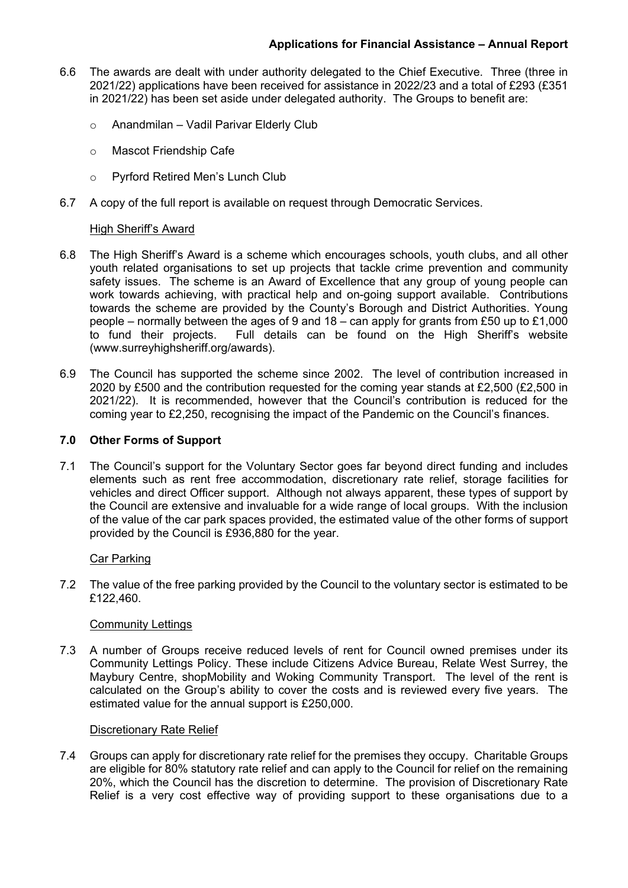6.6 The awards are dealt with under authority delegated to the Chief Executive. Three (three in 2021/22) applications have been received for assistance in 2022/23 and a total of £293 (£351 in 2021/22) has been set aside under delegated authority. The Groups to benefit are:

- Anandmilan – Vadil Parivar Elderly Club
- Mascot Friendship Cafe
- Pyrford Retired Men's Lunch Club

6.7 A copy of the full report is available on request through Democratic Services.

High Sheriff's Award

6.8 The High Sheriff's Award is a scheme which encourages schools, youth clubs, and all other youth related organisations to set up projects that tackle crime prevention and community safety issues. The scheme is an Award of Excellence that any group of young people can work towards achieving, with practical help and on-going support available. Contributions towards the scheme are provided by the County's Borough and District Authorities. Young people – normally between the ages of 9 and 18 – can apply for grants from £50 up to £1,000 to fund their projects. Full details can be found on the High Sheriff's website (www.surreyhighsheriff.org/awards).

6.9 The Council has supported the scheme since 2002. The level of contribution increased in 2020 by £500 and the contribution requested for the coming year stands at £2,500 (£2,500 in 2021/22). It is recommended, however that the Council's contribution is reduced for the coming year to £2,250, recognising the impact of the Pandemic on the Council's finances.

## 7.0 Other Forms of Support

7.1 The Council's support for the Voluntary Sector goes far beyond direct funding and includes elements such as rent free accommodation, discretionary rate relief, storage facilities for vehicles and direct Officer support. Although not always apparent, these types of support by the Council are extensive and invaluable for a wide range of local groups. With the inclusion of the value of the car park spaces provided, the estimated value of the other forms of support provided by the Council is £936,880 for the year.

Car Parking

7.2 The value of the free parking provided by the Council to the voluntary sector is estimated to be £122,460.

Community Lettings

7.3 A number of Groups receive reduced levels of rent for Council owned premises under its Community Lettings Policy. These include Citizens Advice Bureau, Relate West Surrey, the Maybury Centre, shopMobility and Woking Community Transport. The level of the rent is calculated on the Group's ability to cover the costs and is reviewed every five years. The estimated value for the annual support is £250,000.

Discretionary Rate Relief

7.4 Groups can apply for discretionary rate relief for the premises they occupy. Charitable Groups are eligible for 80% statutory rate relief and can apply to the Council for relief on the remaining 20%, which the Council has the discretion to determine. The provision of Discretionary Rate Relief is a very cost effective way of providing support to these organisations due to a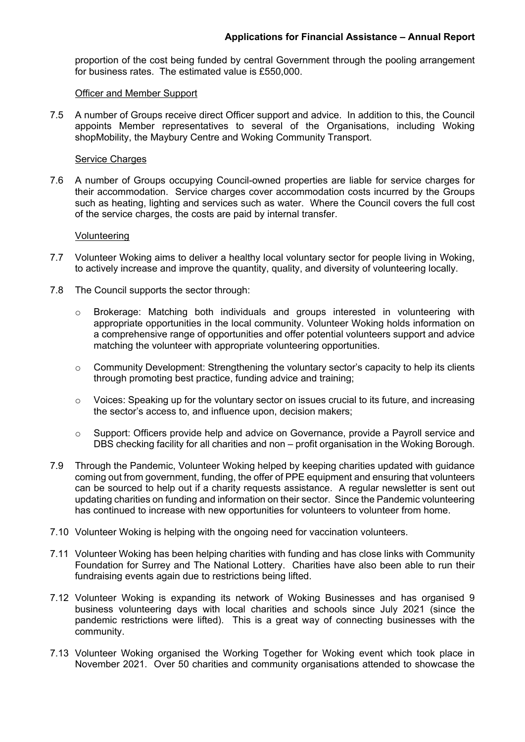proportion of the cost being funded by central Government through the pooling arrangement for business rates. The estimated value is £550,000.

Officer and Member Support

7.5 A number of Groups receive direct Officer support and advice. In addition to this, the Council appoints Member representatives to several of the Organisations, including Woking shopMobility, the Maybury Centre and Woking Community Transport.

Service Charges

7.6 A number of Groups occupying Council-owned properties are liable for service charges for their accommodation. Service charges cover accommodation costs incurred by the Groups such as heating, lighting and services such as water. Where the Council covers the full cost of the service charges, the costs are paid by internal transfer.

Volunteering

7.7 Volunteer Woking aims to deliver a healthy local voluntary sector for people living in Woking, to actively increase and improve the quantity, quality, and diversity of volunteering locally.

7.8 The Council supports the sector through:

- Brokerage: Matching both individuals and groups interested in volunteering with appropriate opportunities in the local community. Volunteer Woking holds information on a comprehensive range of opportunities and offer potential volunteers support and advice matching the volunteer with appropriate volunteering opportunities.
- Community Development: Strengthening the voluntary sector's capacity to help its clients through promoting best practice, funding advice and training;
- Voices: Speaking up for the voluntary sector on issues crucial to its future, and increasing the sector's access to, and influence upon, decision makers;
- Support: Officers provide help and advice on Governance, provide a Payroll service and DBS checking facility for all charities and non – profit organisation in the Woking Borough.

7.9 Through the Pandemic, Volunteer Woking helped by keeping charities updated with guidance coming out from government, funding, the offer of PPE equipment and ensuring that volunteers can be sourced to help out if a charity requests assistance. A regular newsletter is sent out updating charities on funding and information on their sector. Since the Pandemic volunteering has continued to increase with new opportunities for volunteers to volunteer from home.

7.10 Volunteer Woking is helping with the ongoing need for vaccination volunteers.

7.11 Volunteer Woking has been helping charities with funding and has close links with Community Foundation for Surrey and The National Lottery. Charities have also been able to run their fundraising events again due to restrictions being lifted.

7.12 Volunteer Woking is expanding its network of Woking Businesses and has organised 9 business volunteering days with local charities and schools since July 2021 (since the pandemic restrictions were lifted). This is a great way of connecting businesses with the community.

7.13 Volunteer Woking organised the Working Together for Woking event which took place in November 2021. Over 50 charities and community organisations attended to showcase the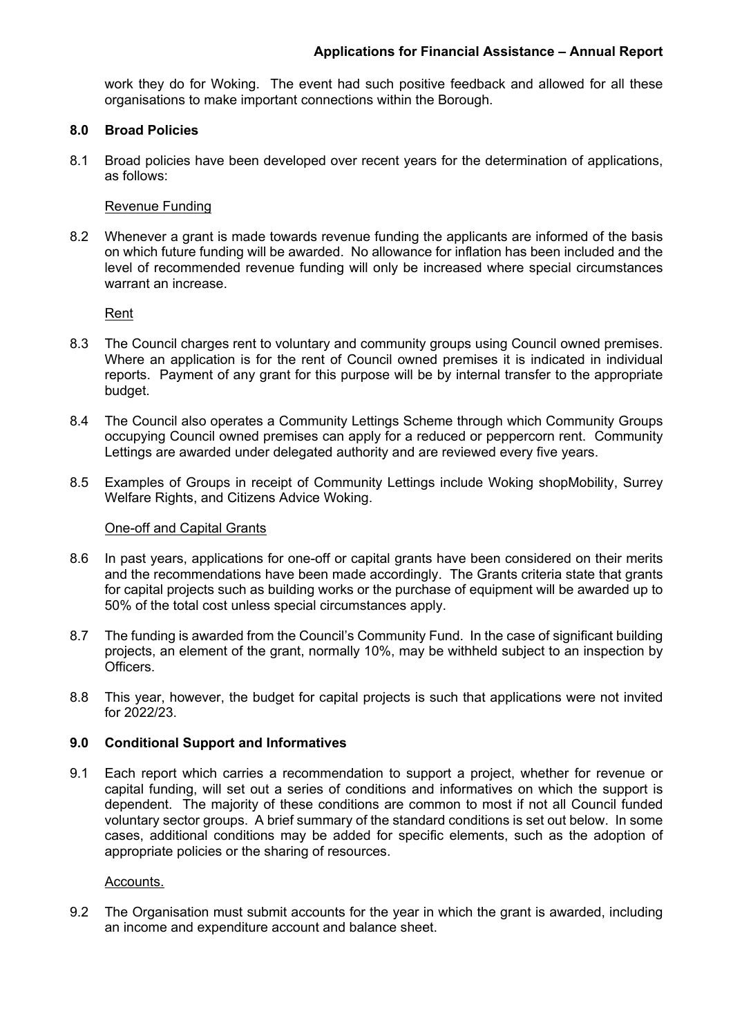work they do for Woking. The event had such positive feedback and allowed for all these organisations to make important connections within the Borough.

## 8.0 Broad Policies

8.1 Broad policies have been developed over recent years for the determination of applications, as follows:

Revenue Funding

8.2 Whenever a grant is made towards revenue funding the applicants are informed of the basis on which future funding will be awarded. No allowance for inflation has been included and the level of recommended revenue funding will only be increased where special circumstances warrant an increase.

Rent

8.3 The Council charges rent to voluntary and community groups using Council owned premises. Where an application is for the rent of Council owned premises it is indicated in individual reports. Payment of any grant for this purpose will be by internal transfer to the appropriate budget.

8.4 The Council also operates a Community Lettings Scheme through which Community Groups occupying Council owned premises can apply for a reduced or peppercorn rent. Community Lettings are awarded under delegated authority and are reviewed every five years.

8.5 Examples of Groups in receipt of Community Lettings include Woking shopMobility, Surrey Welfare Rights, and Citizens Advice Woking.

One-off and Capital Grants

8.6 In past years, applications for one-off or capital grants have been considered on their merits and the recommendations have been made accordingly. The Grants criteria state that grants for capital projects such as building works or the purchase of equipment will be awarded up to 50% of the total cost unless special circumstances apply.

8.7 The funding is awarded from the Council's Community Fund. In the case of significant building projects, an element of the grant, normally 10%, may be withheld subject to an inspection by Officers.

8.8 This year, however, the budget for capital projects is such that applications were not invited for 2022/23.

## 9.0 Conditional Support and Informatives

9.1 Each report which carries a recommendation to support a project, whether for revenue or capital funding, will set out a series of conditions and informatives on which the support is dependent. The majority of these conditions are common to most if not all Council funded voluntary sector groups. A brief summary of the standard conditions is set out below. In some cases, additional conditions may be added for specific elements, such as the adoption of appropriate policies or the sharing of resources.

Accounts.

9.2 The Organisation must submit accounts for the year in which the grant is awarded, including an income and expenditure account and balance sheet.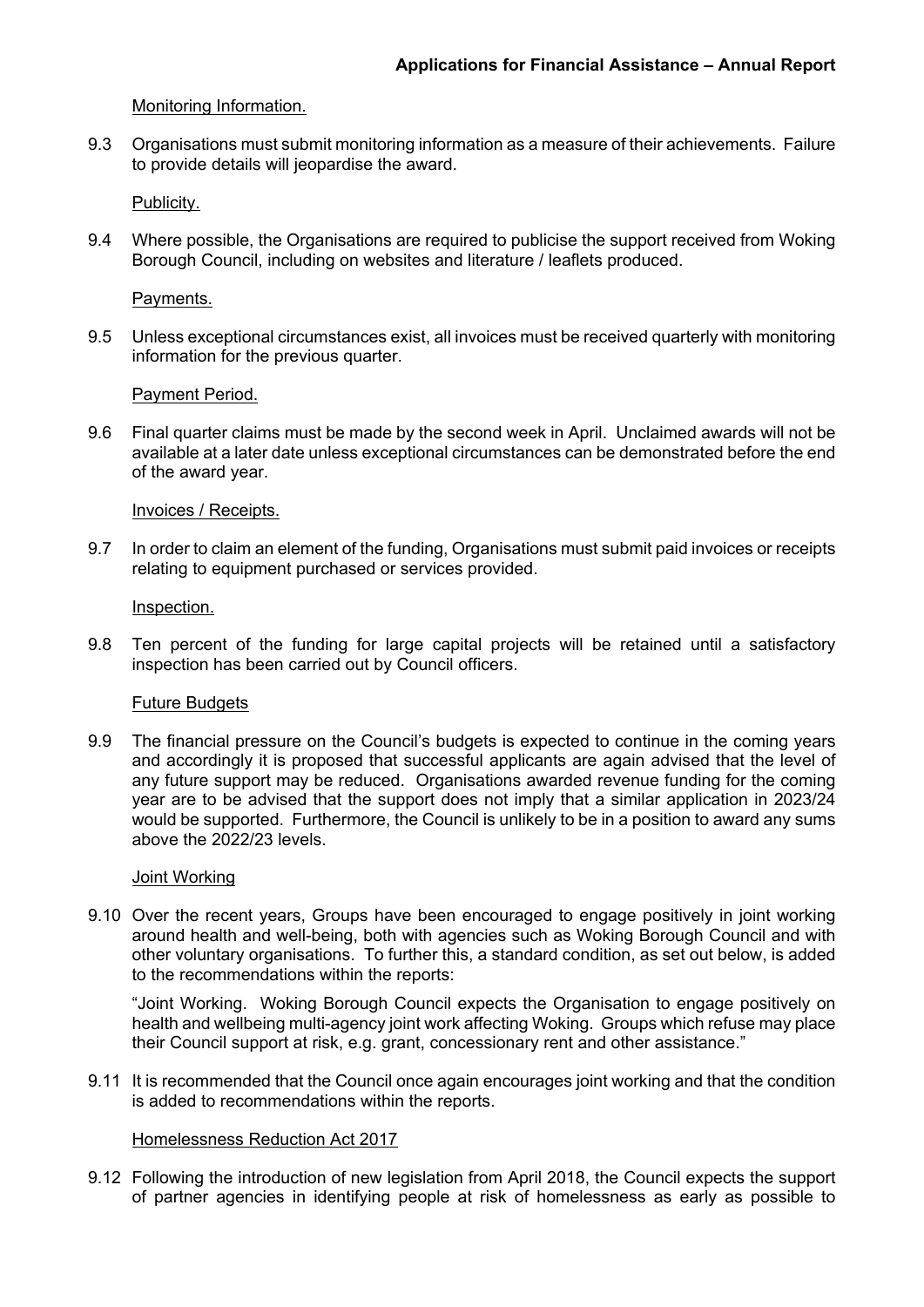Monitoring Information.

9.3 Organisations must submit monitoring information as a measure of their achievements. Failure to provide details will jeopardise the award.

Publicity.

9.4 Where possible, the Organisations are required to publicise the support received from Woking Borough Council, including on websites and literature / leaflets produced.

Payments.

9.5 Unless exceptional circumstances exist, all invoices must be received quarterly with monitoring information for the previous quarter.

Payment Period.

9.6 Final quarter claims must be made by the second week in April. Unclaimed awards will not be available at a later date unless exceptional circumstances can be demonstrated before the end of the award year.

Invoices / Receipts.

9.7 In order to claim an element of the funding, Organisations must submit paid invoices or receipts relating to equipment purchased or services provided.

Inspection.

9.8 Ten percent of the funding for large capital projects will be retained until a satisfactory inspection has been carried out by Council officers.

Future Budgets

9.9 The financial pressure on the Council's budgets is expected to continue in the coming years and accordingly it is proposed that successful applicants are again advised that the level of any future support may be reduced. Organisations awarded revenue funding for the coming year are to be advised that the support does not imply that a similar application in 2023/24 would be supported. Furthermore, the Council is unlikely to be in a position to award any sums above the 2022/23 levels.

Joint Working

9.10 Over the recent years, Groups have been encouraged to engage positively in joint working around health and well-being, both with agencies such as Woking Borough Council and with other voluntary organisations. To further this, a standard condition, as set out below, is added to the recommendations within the reports:

"Joint Working. Woking Borough Council expects the Organisation to engage positively on health and wellbeing multi-agency joint work affecting Woking. Groups which refuse may place their Council support at risk, e.g. grant, concessionary rent and other assistance."

9.11 It is recommended that the Council once again encourages joint working and that the condition is added to recommendations within the reports.

Homelessness Reduction Act 2017

9.12 Following the introduction of new legislation from April 2018, the Council expects the support of partner agencies in identifying people at risk of homelessness as early as possible to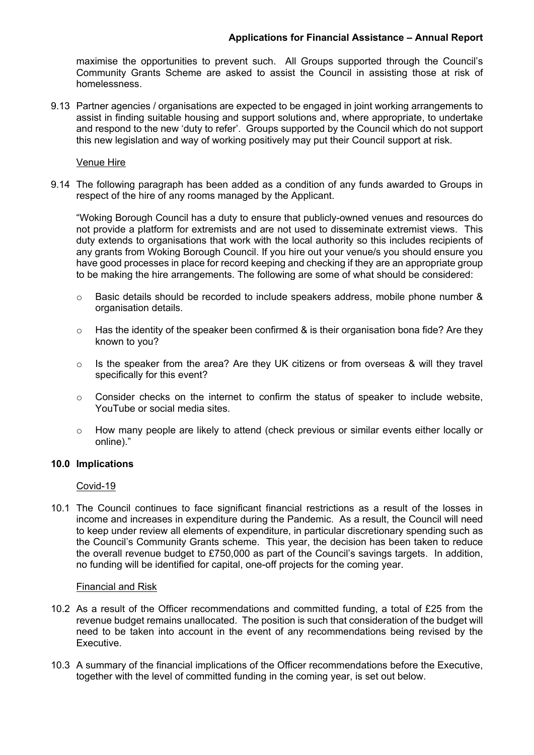maximise the opportunities to prevent such. All Groups supported through the Council's Community Grants Scheme are asked to assist the Council in assisting those at risk of homelessness.

9.13 Partner agencies / organisations are expected to be engaged in joint working arrangements to assist in finding suitable housing and support solutions and, where appropriate, to undertake and respond to the new 'duty to refer'. Groups supported by the Council which do not support this new legislation and way of working positively may put their Council support at risk.

Venue Hire

9.14 The following paragraph has been added as a condition of any funds awarded to Groups in respect of the hire of any rooms managed by the Applicant.

"Woking Borough Council has a duty to ensure that publicly-owned venues and resources do not provide a platform for extremists and are not used to disseminate extremist views. This duty extends to organisations that work with the local authority so this includes recipients of any grants from Woking Borough Council. If you hire out your venue/s you should ensure you have good processes in place for record keeping and checking if they are an appropriate group to be making the hire arrangements. The following are some of what should be considered:

- Basic details should be recorded to include speakers address, mobile phone number & organisation details.
- Has the identity of the speaker been confirmed & is their organisation bona fide? Are they known to you?
- Is the speaker from the area? Are they UK citizens or from overseas & will they travel specifically for this event?
- Consider checks on the internet to confirm the status of speaker to include website, YouTube or social media sites.
- How many people are likely to attend (check previous or similar events either locally or online)."

## 10.0 Implications

Covid-19

10.1 The Council continues to face significant financial restrictions as a result of the losses in income and increases in expenditure during the Pandemic. As a result, the Council will need to keep under review all elements of expenditure, in particular discretionary spending such as the Council's Community Grants scheme. This year, the decision has been taken to reduce the overall revenue budget to £750,000 as part of the Council's savings targets. In addition, no funding will be identified for capital, one-off projects for the coming year.

Financial and Risk

10.2 As a result of the Officer recommendations and committed funding, a total of £25 from the revenue budget remains unallocated. The position is such that consideration of the budget will need to be taken into account in the event of any recommendations being revised by the Executive.

10.3 A summary of the financial implications of the Officer recommendations before the Executive, together with the level of committed funding in the coming year, is set out below.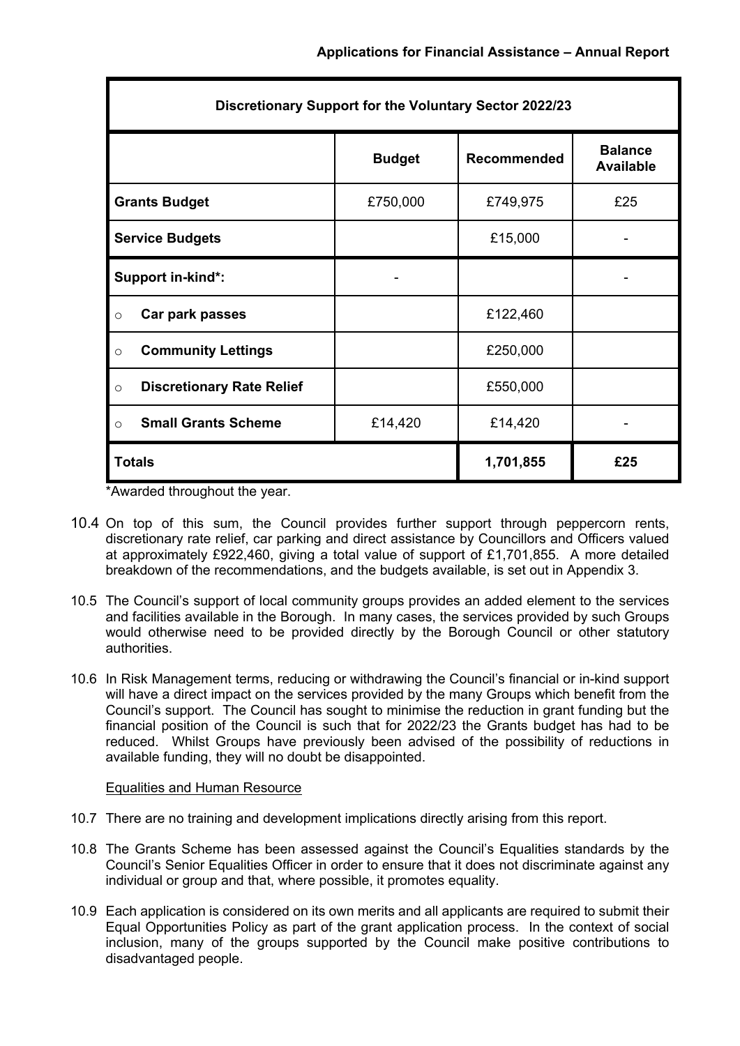| Discretionary Support for the Voluntary Sector 2022/23 | | | |
|---|---|---|---|
| | **Budget** | **Recommended** | **Balance Available** |
| **Grants Budget** | £750,000 | £749,975 | £25 |
| **Service Budgets** | | £15,000 | - |
| **Support in-kind*:** | - | | - |
| ○ **Car park passes** | | £122,460 | |
| ○ **Community Lettings** | | £250,000 | |
| ○ **Discretionary Rate Relief** | | £550,000 | |
| ○ **Small Grants Scheme** | £14,420 | £14,420 | - |
| **Totals** | | **1,701,855** | **£25** |

*Awarded throughout the year.

10.4 On top of this sum, the Council provides further support through peppercorn rents, discretionary rate relief, car parking and direct assistance by Councillors and Officers valued at approximately £922,460, giving a total value of support of £1,701,855. A more detailed breakdown of the recommendations, and the budgets available, is set out in Appendix 3.

10.5 The Council's support of local community groups provides an added element to the services and facilities available in the Borough. In many cases, the services provided by such Groups would otherwise need to be provided directly by the Borough Council or other statutory authorities.

10.6 In Risk Management terms, reducing or withdrawing the Council's financial or in-kind support will have a direct impact on the services provided by the many Groups which benefit from the Council's support. The Council has sought to minimise the reduction in grant funding but the financial position of the Council is such that for 2022/23 the Grants budget has had to be reduced. Whilst Groups have previously been advised of the possibility of reductions in available funding, they will no doubt be disappointed.

Equalities and Human Resource

10.7 There are no training and development implications directly arising from this report.

10.8 The Grants Scheme has been assessed against the Council's Equalities standards by the Council's Senior Equalities Officer in order to ensure that it does not discriminate against any individual or group and that, where possible, it promotes equality.

10.9 Each application is considered on its own merits and all applicants are required to submit their Equal Opportunities Policy as part of the grant application process. In the context of social inclusion, many of the groups supported by the Council make positive contributions to disadvantaged people.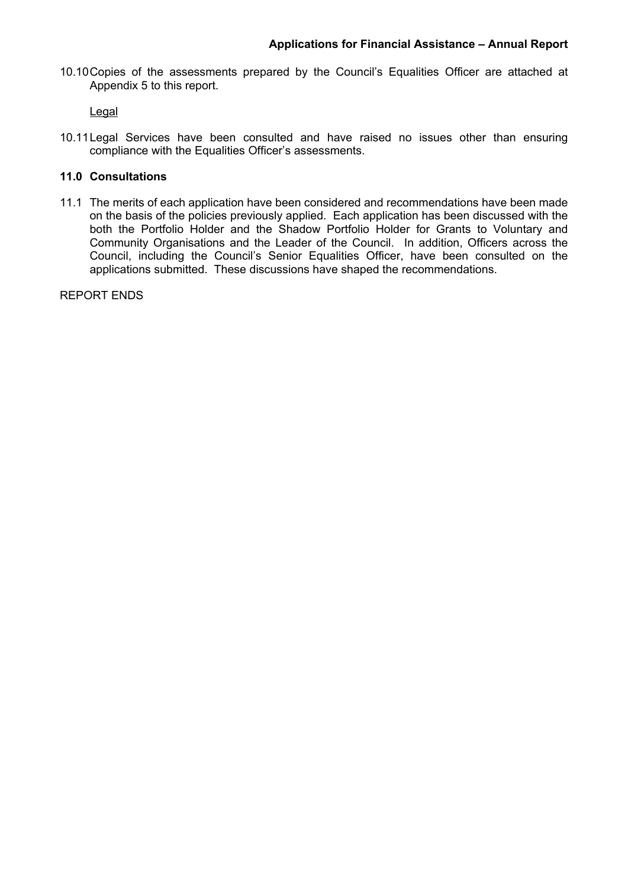10.10 Copies of the assessments prepared by the Council's Equalities Officer are attached at Appendix 5 to this report.

Legal

10.11 Legal Services have been consulted and have raised no issues other than ensuring compliance with the Equalities Officer's assessments.

**11.0 Consultations**

11.1 The merits of each application have been considered and recommendations have been made on the basis of the policies previously applied. Each application has been discussed with the both the Portfolio Holder and the Shadow Portfolio Holder for Grants to Voluntary and Community Organisations and the Leader of the Council. In addition, Officers across the Council, including the Council's Senior Equalities Officer, have been consulted on the applications submitted. These discussions have shaped the recommendations.

REPORT ENDS